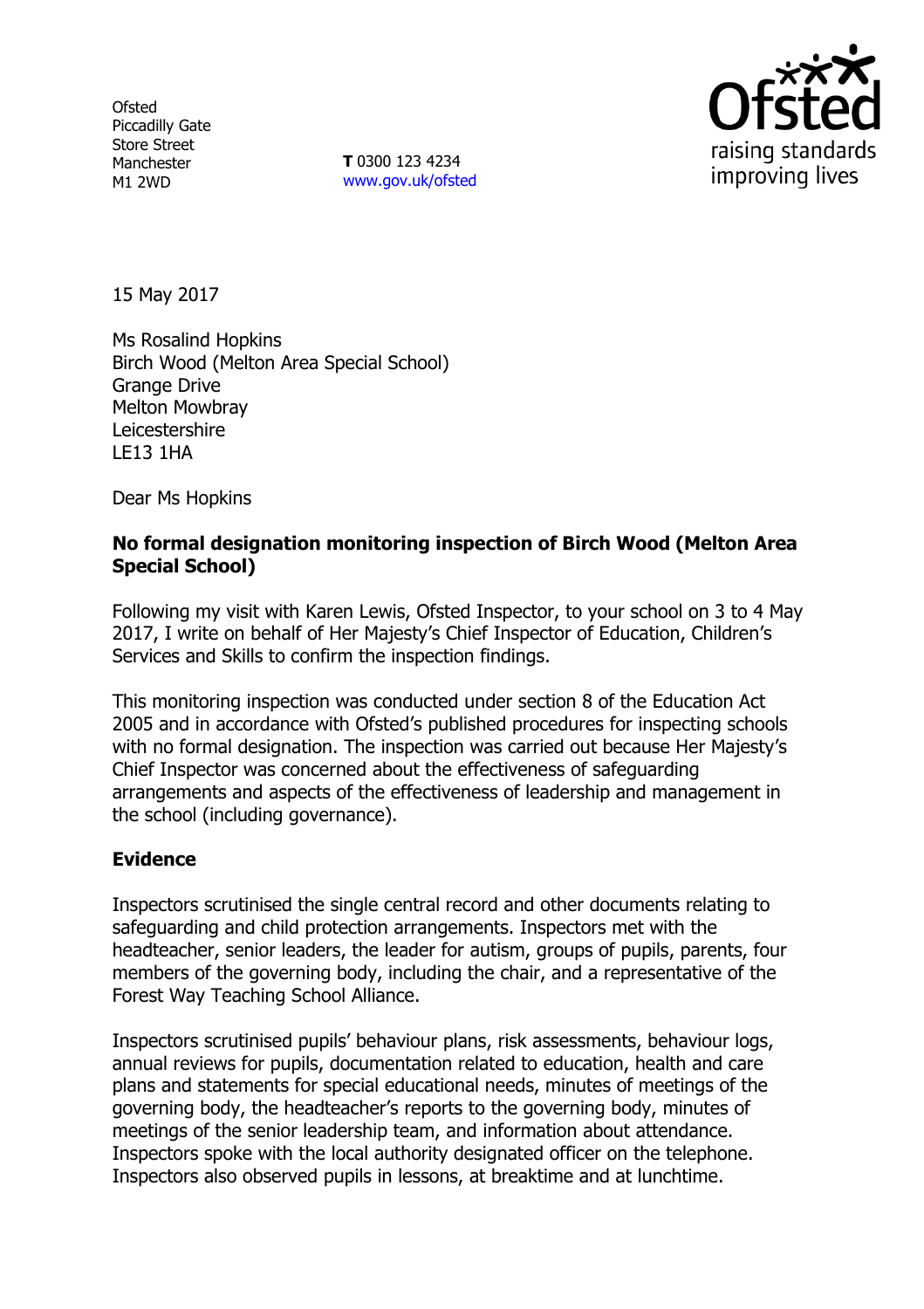Ofsted
Piccadilly Gate
Store Street
Manchester
M1 2WD

**T** 0300 123 4234
www.gov.uk/ofsted

15 May 2017

Ms Rosalind Hopkins
Birch Wood (Melton Area Special School)
Grange Drive
Melton Mowbray
Leicestershire
LE13 1HA

Dear Ms Hopkins

**No formal designation monitoring inspection of Birch Wood (Melton Area Special School)**

Following my visit with Karen Lewis, Ofsted Inspector, to your school on 3 to 4 May 2017, I write on behalf of Her Majesty's Chief Inspector of Education, Children's Services and Skills to confirm the inspection findings.

This monitoring inspection was conducted under section 8 of the Education Act 2005 and in accordance with Ofsted's published procedures for inspecting schools with no formal designation. The inspection was carried out because Her Majesty's Chief Inspector was concerned about the effectiveness of safeguarding arrangements and aspects of the effectiveness of leadership and management in the school (including governance).

## Evidence

Inspectors scrutinised the single central record and other documents relating to safeguarding and child protection arrangements. Inspectors met with the headteacher, senior leaders, the leader for autism, groups of pupils, parents, four members of the governing body, including the chair, and a representative of the Forest Way Teaching School Alliance.

Inspectors scrutinised pupils' behaviour plans, risk assessments, behaviour logs, annual reviews for pupils, documentation related to education, health and care plans and statements for special educational needs, minutes of meetings of the governing body, the headteacher's reports to the governing body, minutes of meetings of the senior leadership team, and information about attendance. Inspectors spoke with the local authority designated officer on the telephone. Inspectors also observed pupils in lessons, at breaktime and at lunchtime.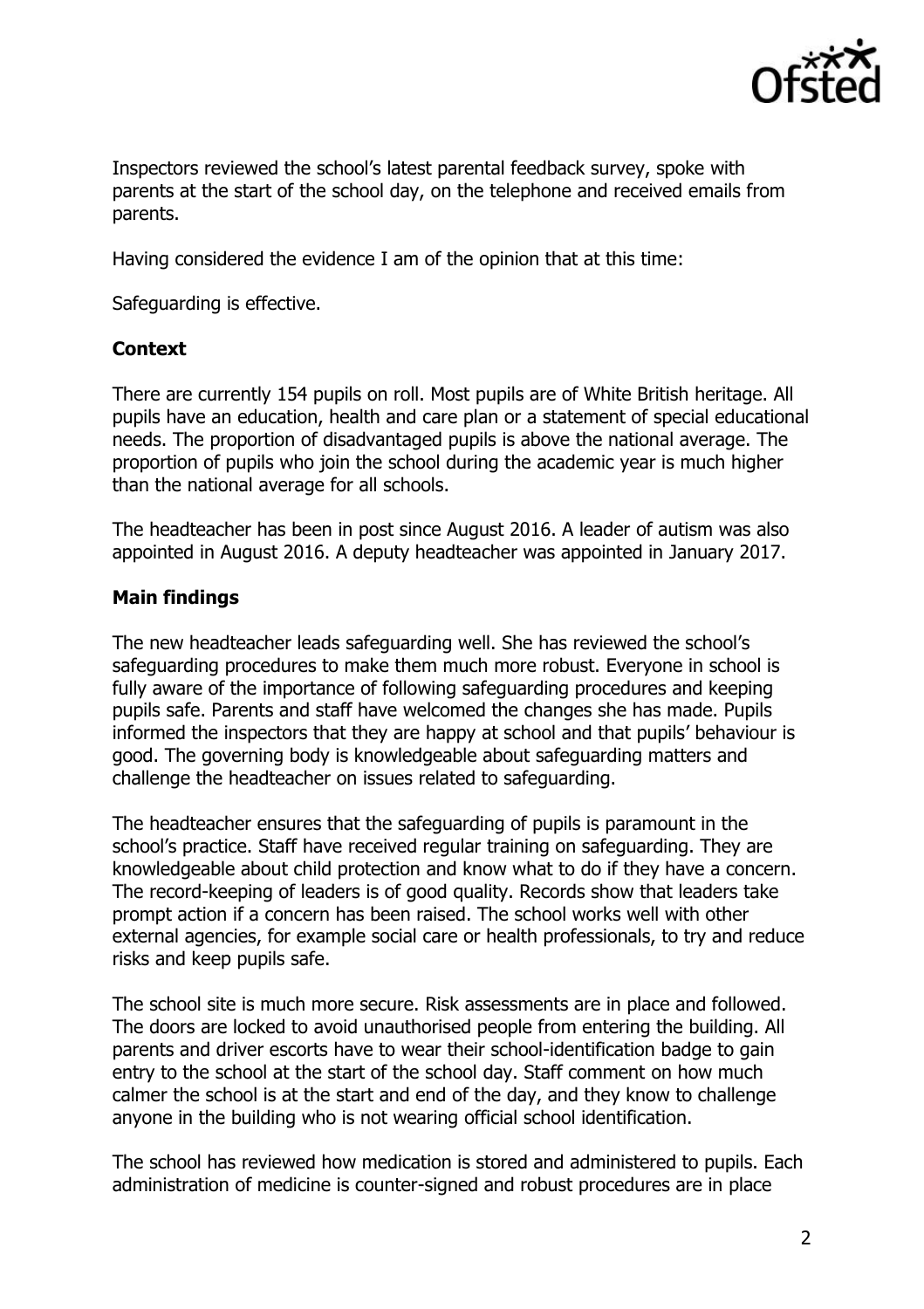Inspectors reviewed the school's latest parental feedback survey, spoke with parents at the start of the school day, on the telephone and received emails from parents.

Having considered the evidence I am of the opinion that at this time:

Safeguarding is effective.

## Context

There are currently 154 pupils on roll. Most pupils are of White British heritage. All pupils have an education, health and care plan or a statement of special educational needs. The proportion of disadvantaged pupils is above the national average. The proportion of pupils who join the school during the academic year is much higher than the national average for all schools.

The headteacher has been in post since August 2016. A leader of autism was also appointed in August 2016. A deputy headteacher was appointed in January 2017.

## Main findings

The new headteacher leads safeguarding well. She has reviewed the school's safeguarding procedures to make them much more robust. Everyone in school is fully aware of the importance of following safeguarding procedures and keeping pupils safe. Parents and staff have welcomed the changes she has made. Pupils informed the inspectors that they are happy at school and that pupils' behaviour is good. The governing body is knowledgeable about safeguarding matters and challenge the headteacher on issues related to safeguarding.

The headteacher ensures that the safeguarding of pupils is paramount in the school's practice. Staff have received regular training on safeguarding. They are knowledgeable about child protection and know what to do if they have a concern. The record-keeping of leaders is of good quality. Records show that leaders take prompt action if a concern has been raised. The school works well with other external agencies, for example social care or health professionals, to try and reduce risks and keep pupils safe.

The school site is much more secure. Risk assessments are in place and followed. The doors are locked to avoid unauthorised people from entering the building. All parents and driver escorts have to wear their school-identification badge to gain entry to the school at the start of the school day. Staff comment on how much calmer the school is at the start and end of the day, and they know to challenge anyone in the building who is not wearing official school identification.

The school has reviewed how medication is stored and administered to pupils. Each administration of medicine is counter-signed and robust procedures are in place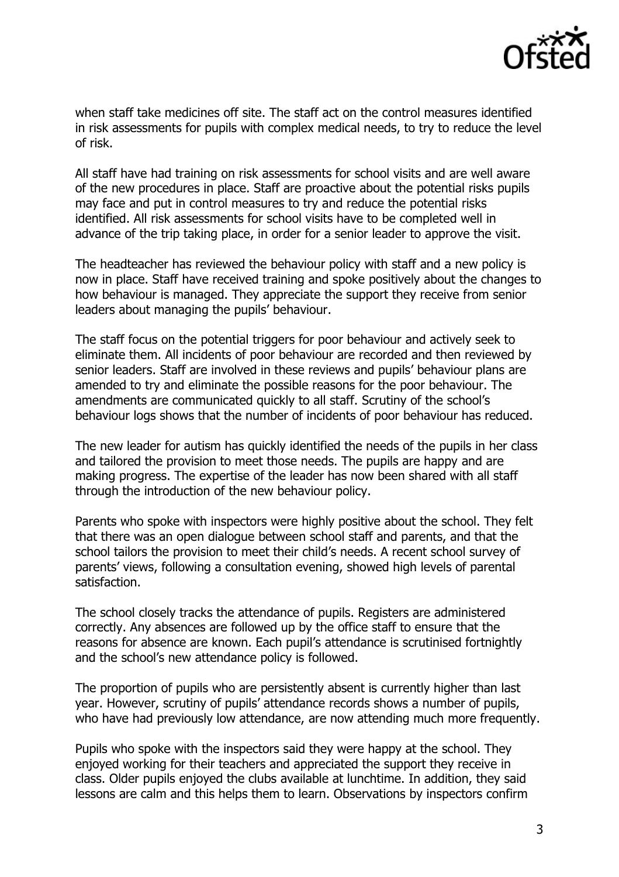when staff take medicines off site. The staff act on the control measures identified in risk assessments for pupils with complex medical needs, to try to reduce the level of risk.

All staff have had training on risk assessments for school visits and are well aware of the new procedures in place. Staff are proactive about the potential risks pupils may face and put in control measures to try and reduce the potential risks identified. All risk assessments for school visits have to be completed well in advance of the trip taking place, in order for a senior leader to approve the visit.

The headteacher has reviewed the behaviour policy with staff and a new policy is now in place. Staff have received training and spoke positively about the changes to how behaviour is managed. They appreciate the support they receive from senior leaders about managing the pupils' behaviour.

The staff focus on the potential triggers for poor behaviour and actively seek to eliminate them. All incidents of poor behaviour are recorded and then reviewed by senior leaders. Staff are involved in these reviews and pupils' behaviour plans are amended to try and eliminate the possible reasons for the poor behaviour. The amendments are communicated quickly to all staff. Scrutiny of the school's behaviour logs shows that the number of incidents of poor behaviour has reduced.

The new leader for autism has quickly identified the needs of the pupils in her class and tailored the provision to meet those needs. The pupils are happy and are making progress. The expertise of the leader has now been shared with all staff through the introduction of the new behaviour policy.

Parents who spoke with inspectors were highly positive about the school. They felt that there was an open dialogue between school staff and parents, and that the school tailors the provision to meet their child's needs. A recent school survey of parents' views, following a consultation evening, showed high levels of parental satisfaction.

The school closely tracks the attendance of pupils. Registers are administered correctly. Any absences are followed up by the office staff to ensure that the reasons for absence are known. Each pupil's attendance is scrutinised fortnightly and the school's new attendance policy is followed.

The proportion of pupils who are persistently absent is currently higher than last year. However, scrutiny of pupils' attendance records shows a number of pupils, who have had previously low attendance, are now attending much more frequently.

Pupils who spoke with the inspectors said they were happy at the school. They enjoyed working for their teachers and appreciated the support they receive in class. Older pupils enjoyed the clubs available at lunchtime. In addition, they said lessons are calm and this helps them to learn. Observations by inspectors confirm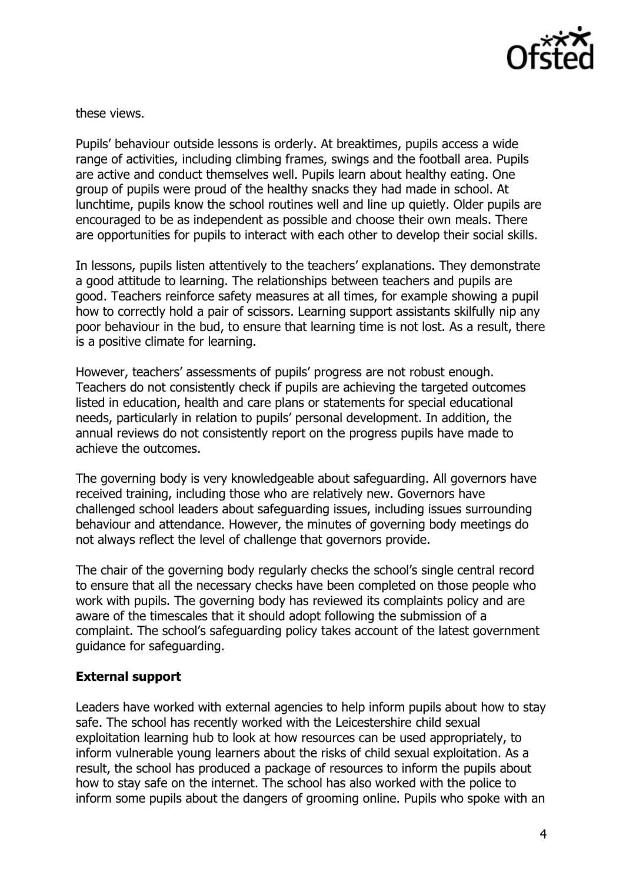these views.

Pupils' behaviour outside lessons is orderly. At breaktimes, pupils access a wide range of activities, including climbing frames, swings and the football area. Pupils are active and conduct themselves well. Pupils learn about healthy eating. One group of pupils were proud of the healthy snacks they had made in school. At lunchtime, pupils know the school routines well and line up quietly. Older pupils are encouraged to be as independent as possible and choose their own meals. There are opportunities for pupils to interact with each other to develop their social skills.

In lessons, pupils listen attentively to the teachers' explanations. They demonstrate a good attitude to learning. The relationships between teachers and pupils are good. Teachers reinforce safety measures at all times, for example showing a pupil how to correctly hold a pair of scissors. Learning support assistants skilfully nip any poor behaviour in the bud, to ensure that learning time is not lost. As a result, there is a positive climate for learning.

However, teachers' assessments of pupils' progress are not robust enough. Teachers do not consistently check if pupils are achieving the targeted outcomes listed in education, health and care plans or statements for special educational needs, particularly in relation to pupils' personal development. In addition, the annual reviews do not consistently report on the progress pupils have made to achieve the outcomes.

The governing body is very knowledgeable about safeguarding. All governors have received training, including those who are relatively new. Governors have challenged school leaders about safeguarding issues, including issues surrounding behaviour and attendance. However, the minutes of governing body meetings do not always reflect the level of challenge that governors provide.

The chair of the governing body regularly checks the school's single central record to ensure that all the necessary checks have been completed on those people who work with pupils. The governing body has reviewed its complaints policy and are aware of the timescales that it should adopt following the submission of a complaint. The school's safeguarding policy takes account of the latest government guidance for safeguarding.

**External support**

Leaders have worked with external agencies to help inform pupils about how to stay safe. The school has recently worked with the Leicestershire child sexual exploitation learning hub to look at how resources can be used appropriately, to inform vulnerable young learners about the risks of child sexual exploitation. As a result, the school has produced a package of resources to inform the pupils about how to stay safe on the internet. The school has also worked with the police to inform some pupils about the dangers of grooming online. Pupils who spoke with an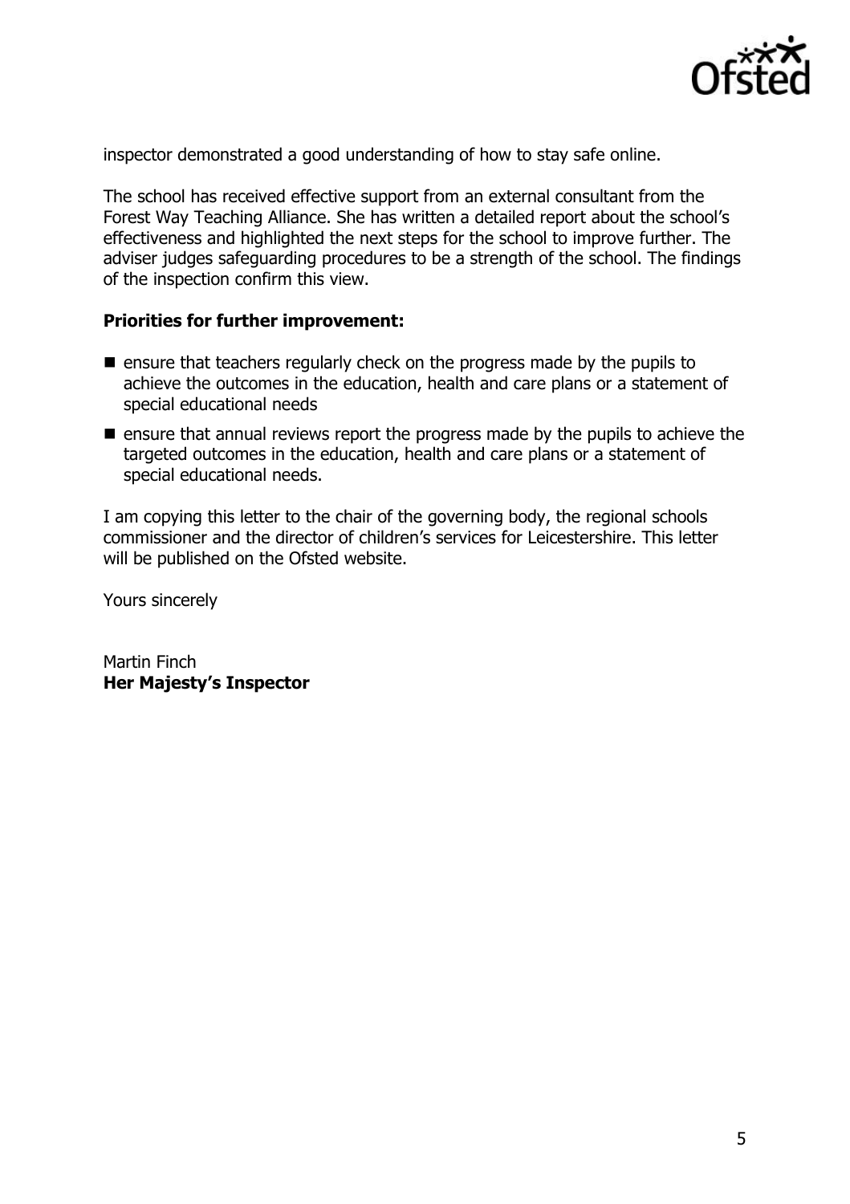inspector demonstrated a good understanding of how to stay safe online.

The school has received effective support from an external consultant from the Forest Way Teaching Alliance. She has written a detailed report about the school's effectiveness and highlighted the next steps for the school to improve further. The adviser judges safeguarding procedures to be a strength of the school. The findings of the inspection confirm this view.

**Priorities for further improvement:**

- ensure that teachers regularly check on the progress made by the pupils to achieve the outcomes in the education, health and care plans or a statement of special educational needs
- ensure that annual reviews report the progress made by the pupils to achieve the targeted outcomes in the education, health and care plans or a statement of special educational needs.

I am copying this letter to the chair of the governing body, the regional schools commissioner and the director of children's services for Leicestershire. This letter will be published on the Ofsted website.

Yours sincerely

Martin Finch
**Her Majesty's Inspector**